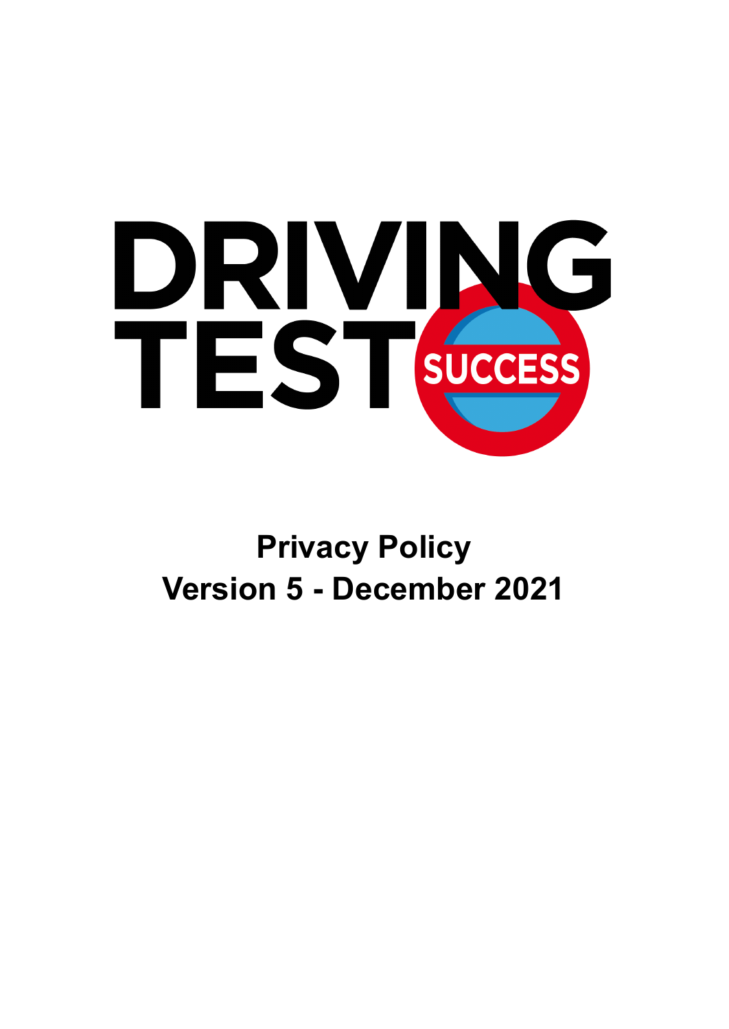# DRIVING TEST SUCCESS

## Privacy Policy
## Version 5 - December 2021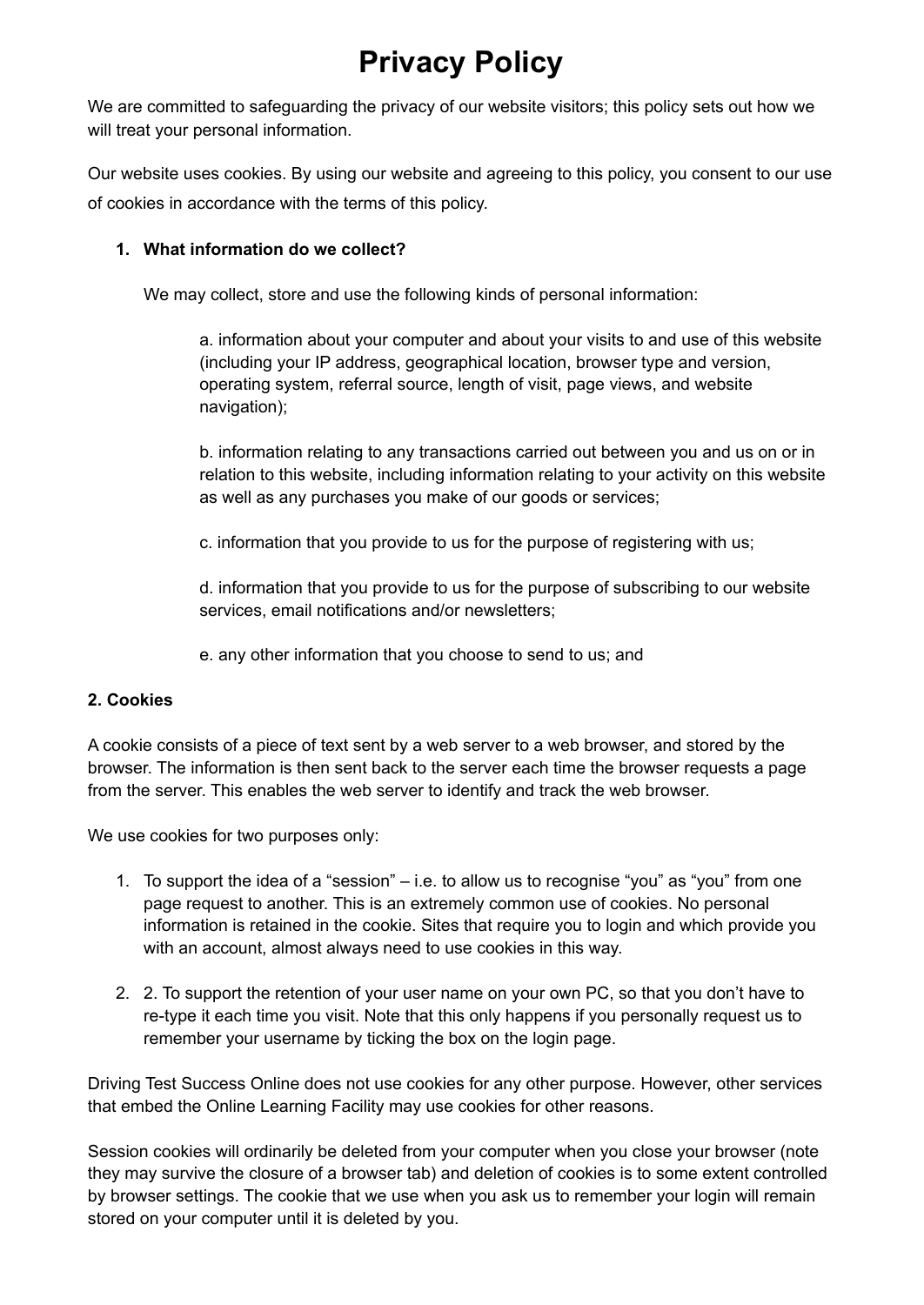# Privacy Policy

We are committed to safeguarding the privacy of our website visitors; this policy sets out how we will treat your personal information.

Our website uses cookies. By using our website and agreeing to this policy, you consent to our use of cookies in accordance with the terms of this policy.

1. **What information do we collect?**

   We may collect, store and use the following kinds of personal information:

   a. information about your computer and about your visits to and use of this website (including your IP address, geographical location, browser type and version, operating system, referral source, length of visit, page views, and website navigation);

   b. information relating to any transactions carried out between you and us on or in relation to this website, including information relating to your activity on this website as well as any purchases you make of our goods or services;

   c. information that you provide to us for the purpose of registering with us;

   d. information that you provide to us for the purpose of subscribing to our website services, email notifications and/or newsletters;

   e. any other information that you choose to send to us; and

**2. Cookies**

A cookie consists of a piece of text sent by a web server to a web browser, and stored by the browser. The information is then sent back to the server each time the browser requests a page from the server. This enables the web server to identify and track the web browser.

We use cookies for two purposes only:

1. To support the idea of a "session" – i.e. to allow us to recognise "you" as "you" from one page request to another. This is an extremely common use of cookies. No personal information is retained in the cookie. Sites that require you to login and which provide you with an account, almost always need to use cookies in this way.
2. 2. To support the retention of your user name on your own PC, so that you don't have to re-type it each time you visit. Note that this only happens if you personally request us to remember your username by ticking the box on the login page.

Driving Test Success Online does not use cookies for any other purpose. However, other services that embed the Online Learning Facility may use cookies for other reasons.

Session cookies will ordinarily be deleted from your computer when you close your browser (note they may survive the closure of a browser tab) and deletion of cookies is to some extent controlled by browser settings. The cookie that we use when you ask us to remember your login will remain stored on your computer until it is deleted by you.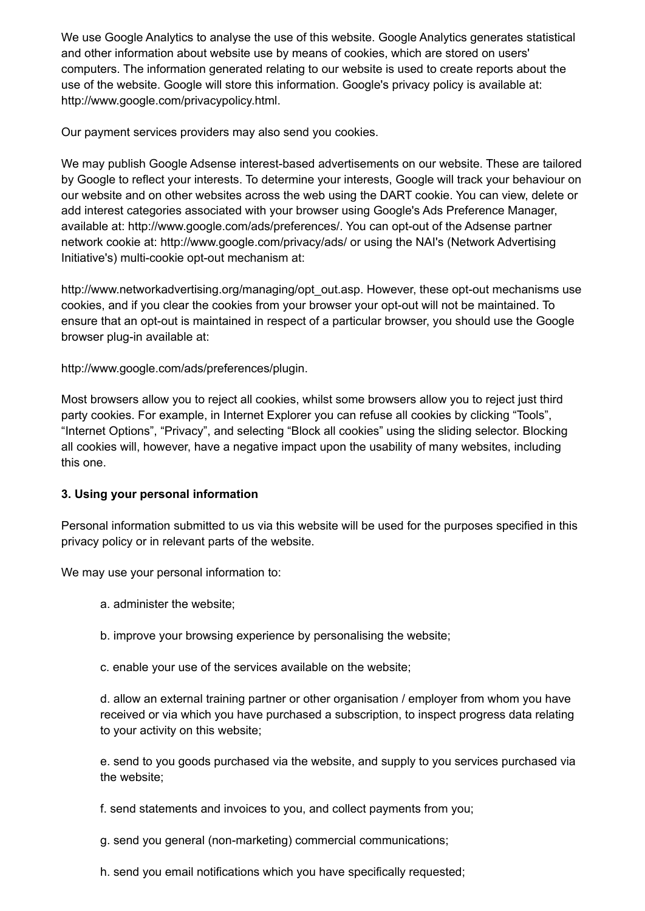We use Google Analytics to analyse the use of this website. Google Analytics generates statistical and other information about website use by means of cookies, which are stored on users' computers. The information generated relating to our website is used to create reports about the use of the website. Google will store this information. Google's privacy policy is available at: http://www.google.com/privacypolicy.html.

Our payment services providers may also send you cookies.

We may publish Google Adsense interest-based advertisements on our website. These are tailored by Google to reflect your interests. To determine your interests, Google will track your behaviour on our website and on other websites across the web using the DART cookie. You can view, delete or add interest categories associated with your browser using Google's Ads Preference Manager, available at: http://www.google.com/ads/preferences/. You can opt-out of the Adsense partner network cookie at: http://www.google.com/privacy/ads/ or using the NAI's (Network Advertising Initiative's) multi-cookie opt-out mechanism at:

http://www.networkadvertising.org/managing/opt_out.asp. However, these opt-out mechanisms use cookies, and if you clear the cookies from your browser your opt-out will not be maintained. To ensure that an opt-out is maintained in respect of a particular browser, you should use the Google browser plug-in available at:

http://www.google.com/ads/preferences/plugin.

Most browsers allow you to reject all cookies, whilst some browsers allow you to reject just third party cookies. For example, in Internet Explorer you can refuse all cookies by clicking "Tools", "Internet Options", "Privacy", and selecting "Block all cookies" using the sliding selector. Blocking all cookies will, however, have a negative impact upon the usability of many websites, including this one.

**3. Using your personal information**

Personal information submitted to us via this website will be used for the purposes specified in this privacy policy or in relevant parts of the website.

We may use your personal information to:

a. administer the website;

b. improve your browsing experience by personalising the website;

c. enable your use of the services available on the website;

d. allow an external training partner or other organisation / employer from whom you have received or via which you have purchased a subscription, to inspect progress data relating to your activity on this website;

e. send to you goods purchased via the website, and supply to you services purchased via the website;

f. send statements and invoices to you, and collect payments from you;

g. send you general (non-marketing) commercial communications;

h. send you email notifications which you have specifically requested;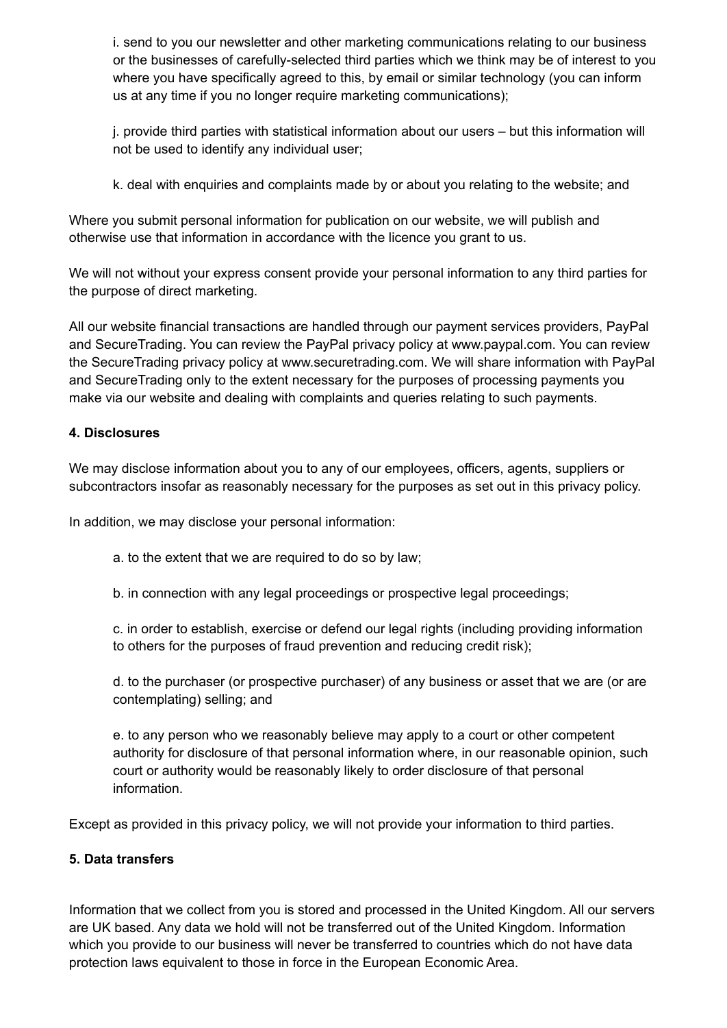i. send to you our newsletter and other marketing communications relating to our business or the businesses of carefully-selected third parties which we think may be of interest to you where you have specifically agreed to this, by email or similar technology (you can inform us at any time if you no longer require marketing communications);

j. provide third parties with statistical information about our users – but this information will not be used to identify any individual user;

k. deal with enquiries and complaints made by or about you relating to the website; and

Where you submit personal information for publication on our website, we will publish and otherwise use that information in accordance with the licence you grant to us.

We will not without your express consent provide your personal information to any third parties for the purpose of direct marketing.

All our website financial transactions are handled through our payment services providers, PayPal and SecureTrading. You can review the PayPal privacy policy at www.paypal.com. You can review the SecureTrading privacy policy at www.securetrading.com. We will share information with PayPal and SecureTrading only to the extent necessary for the purposes of processing payments you make via our website and dealing with complaints and queries relating to such payments.

**4. Disclosures**

We may disclose information about you to any of our employees, officers, agents, suppliers or subcontractors insofar as reasonably necessary for the purposes as set out in this privacy policy.

In addition, we may disclose your personal information:

a. to the extent that we are required to do so by law;

b. in connection with any legal proceedings or prospective legal proceedings;

c. in order to establish, exercise or defend our legal rights (including providing information to others for the purposes of fraud prevention and reducing credit risk);

d. to the purchaser (or prospective purchaser) of any business or asset that we are (or are contemplating) selling; and

e. to any person who we reasonably believe may apply to a court or other competent authority for disclosure of that personal information where, in our reasonable opinion, such court or authority would be reasonably likely to order disclosure of that personal information.

Except as provided in this privacy policy, we will not provide your information to third parties.

**5. Data transfers**

Information that we collect from you is stored and processed in the United Kingdom. All our servers are UK based. Any data we hold will not be transferred out of the United Kingdom. Information which you provide to our business will never be transferred to countries which do not have data protection laws equivalent to those in force in the European Economic Area.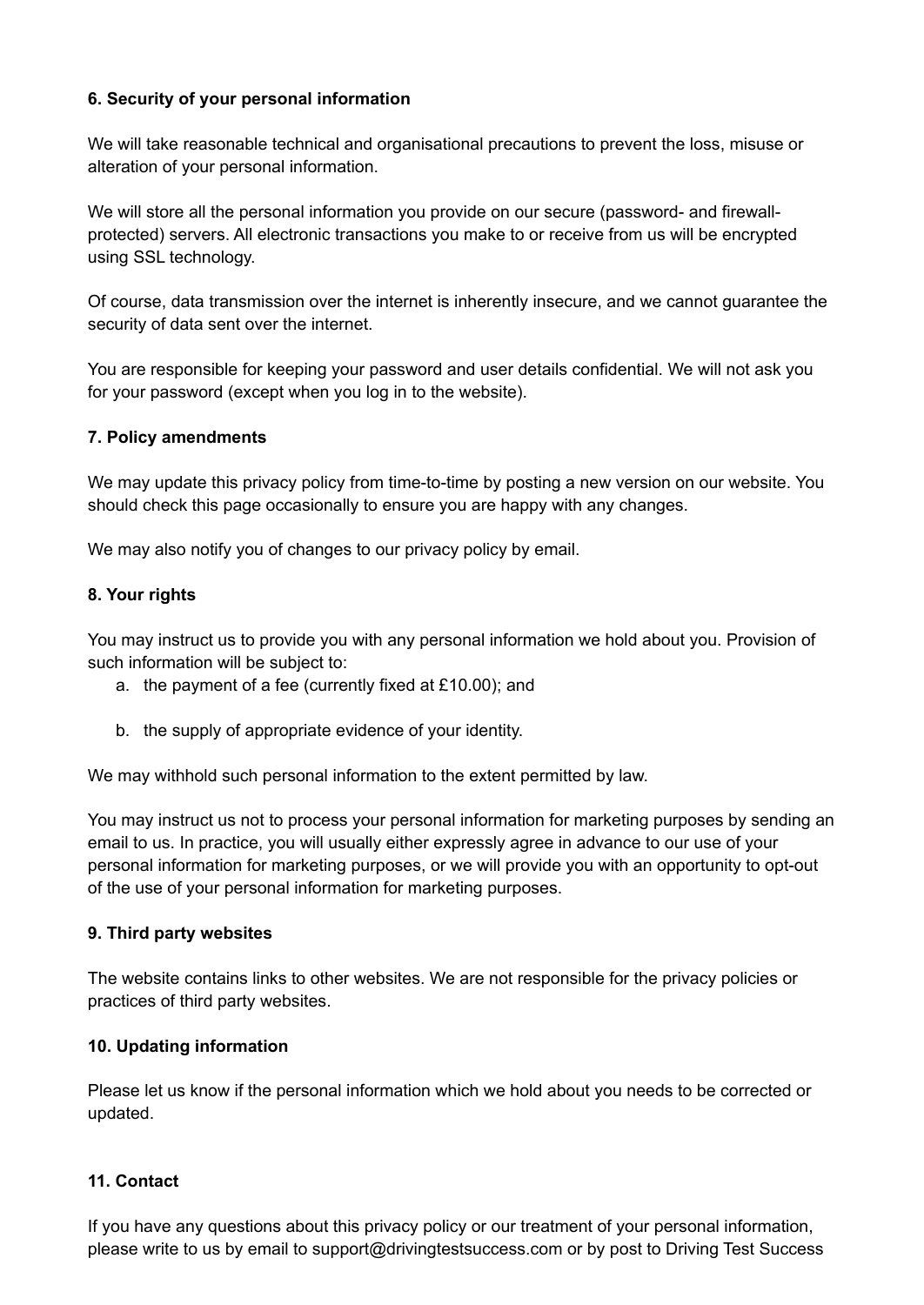**6. Security of your personal information**

We will take reasonable technical and organisational precautions to prevent the loss, misuse or alteration of your personal information.

We will store all the personal information you provide on our secure (password- and firewall-protected) servers. All electronic transactions you make to or receive from us will be encrypted using SSL technology.

Of course, data transmission over the internet is inherently insecure, and we cannot guarantee the security of data sent over the internet.

You are responsible for keeping your password and user details confidential. We will not ask you for your password (except when you log in to the website).

**7. Policy amendments**

We may update this privacy policy from time-to-time by posting a new version on our website. You should check this page occasionally to ensure you are happy with any changes.

We may also notify you of changes to our privacy policy by email.

**8. Your rights**

You may instruct us to provide you with any personal information we hold about you. Provision of such information will be subject to:

a. the payment of a fee (currently fixed at £10.00); and

b. the supply of appropriate evidence of your identity.

We may withhold such personal information to the extent permitted by law.

You may instruct us not to process your personal information for marketing purposes by sending an email to us. In practice, you will usually either expressly agree in advance to our use of your personal information for marketing purposes, or we will provide you with an opportunity to opt-out of the use of your personal information for marketing purposes.

**9. Third party websites**

The website contains links to other websites. We are not responsible for the privacy policies or practices of third party websites.

**10. Updating information**

Please let us know if the personal information which we hold about you needs to be corrected or updated.

**11. Contact**

If you have any questions about this privacy policy or our treatment of your personal information, please write to us by email to support@drivingtestsuccess.com or by post to Driving Test Success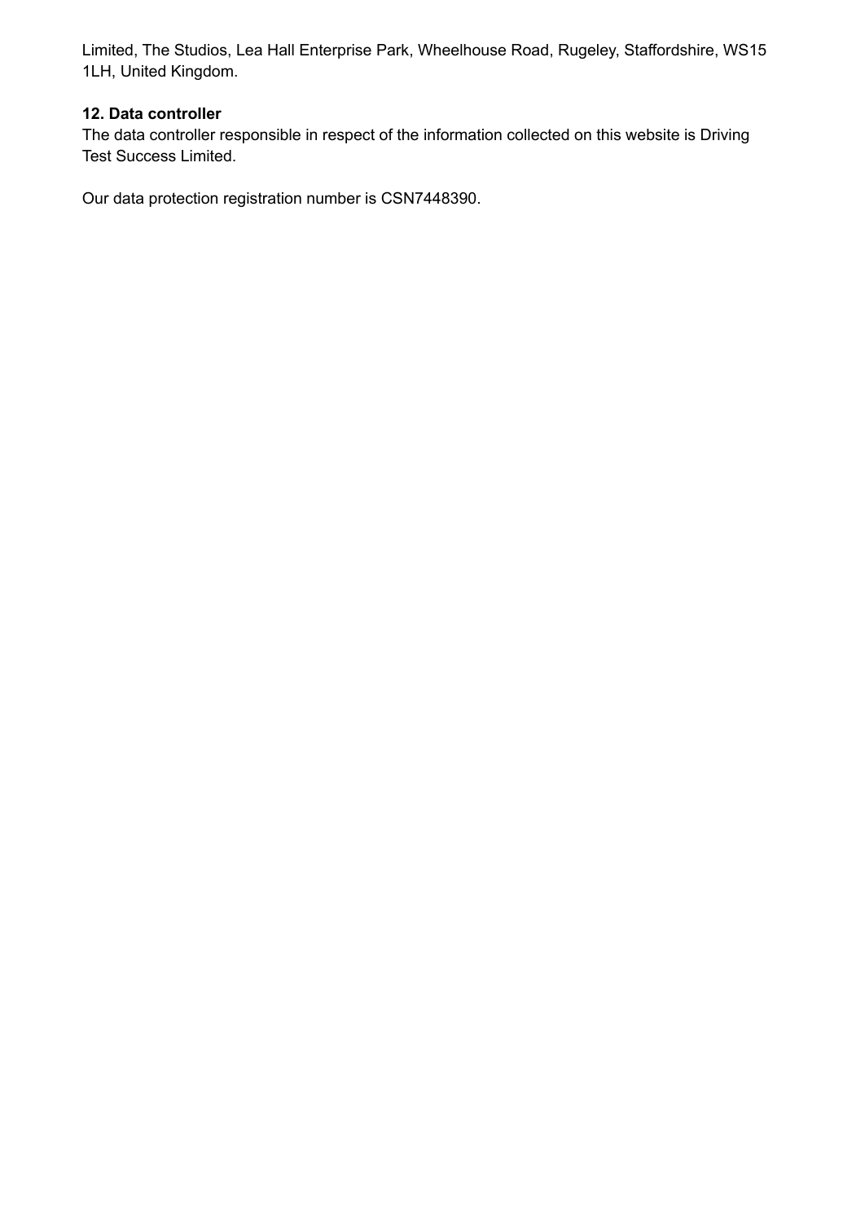Limited, The Studios, Lea Hall Enterprise Park, Wheelhouse Road, Rugeley, Staffordshire, WS15 1LH, United Kingdom.

**12. Data controller**

The data controller responsible in respect of the information collected on this website is Driving Test Success Limited.

Our data protection registration number is CSN7448390.